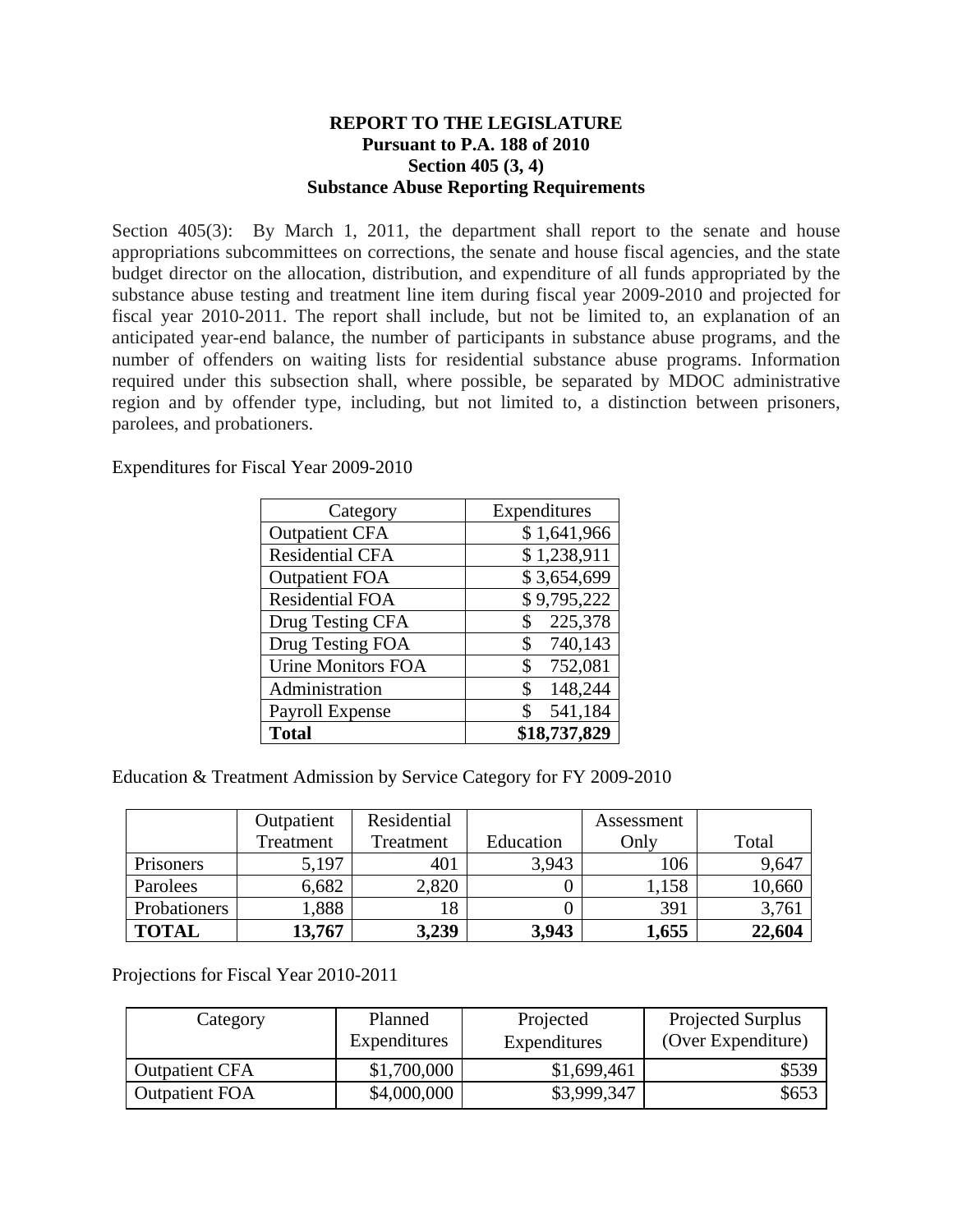**REPORT TO THE LEGISLATURE**
**Pursuant to P.A. 188 of 2010**
**Section 405 (3, 4)**
**Substance Abuse Reporting Requirements**

Section 405(3): By March 1, 2011, the department shall report to the senate and house appropriations subcommittees on corrections, the senate and house fiscal agencies, and the state budget director on the allocation, distribution, and expenditure of all funds appropriated by the substance abuse testing and treatment line item during fiscal year 2009-2010 and projected for fiscal year 2010-2011. The report shall include, but not be limited to, an explanation of an anticipated year-end balance, the number of participants in substance abuse programs, and the number of offenders on waiting lists for residential substance abuse programs. Information required under this subsection shall, where possible, be separated by MDOC administrative region and by offender type, including, but not limited to, a distinction between prisoners, parolees, and probationers.

Expenditures for Fiscal Year 2009-2010

| Category | Expenditures |
|---|---|
| Outpatient CFA | $ 1,641,966 |
| Residential CFA | $ 1,238,911 |
| Outpatient FOA | $ 3,654,699 |
| Residential FOA | $ 9,795,222 |
| Drug Testing CFA | $ 225,378 |
| Drug Testing FOA | $ 740,143 |
| Urine Monitors FOA | $ 752,081 |
| Administration | $ 148,244 |
| Payroll Expense | $ 541,184 |
| **Total** | **$18,737,829** |

Education & Treatment Admission by Service Category for FY 2009-2010

| | Outpatient Treatment | Residential Treatment | Education | Assessment Only | Total |
|---|---|---|---|---|---|
| Prisoners | 5,197 | 401 | 3,943 | 106 | 9,647 |
| Parolees | 6,682 | 2,820 | 0 | 1,158 | 10,660 |
| Probationers | 1,888 | 18 | 0 | 391 | 3,761 |
| **TOTAL** | **13,767** | **3,239** | **3,943** | **1,655** | **22,604** |

Projections for Fiscal Year 2010-2011

| Category | Planned Expenditures | Projected Expenditures | Projected Surplus (Over Expenditure) |
|---|---|---|---|
| Outpatient CFA | $1,700,000 | $1,699,461 | $539 |
| Outpatient FOA | $4,000,000 | $3,999,347 | $653 |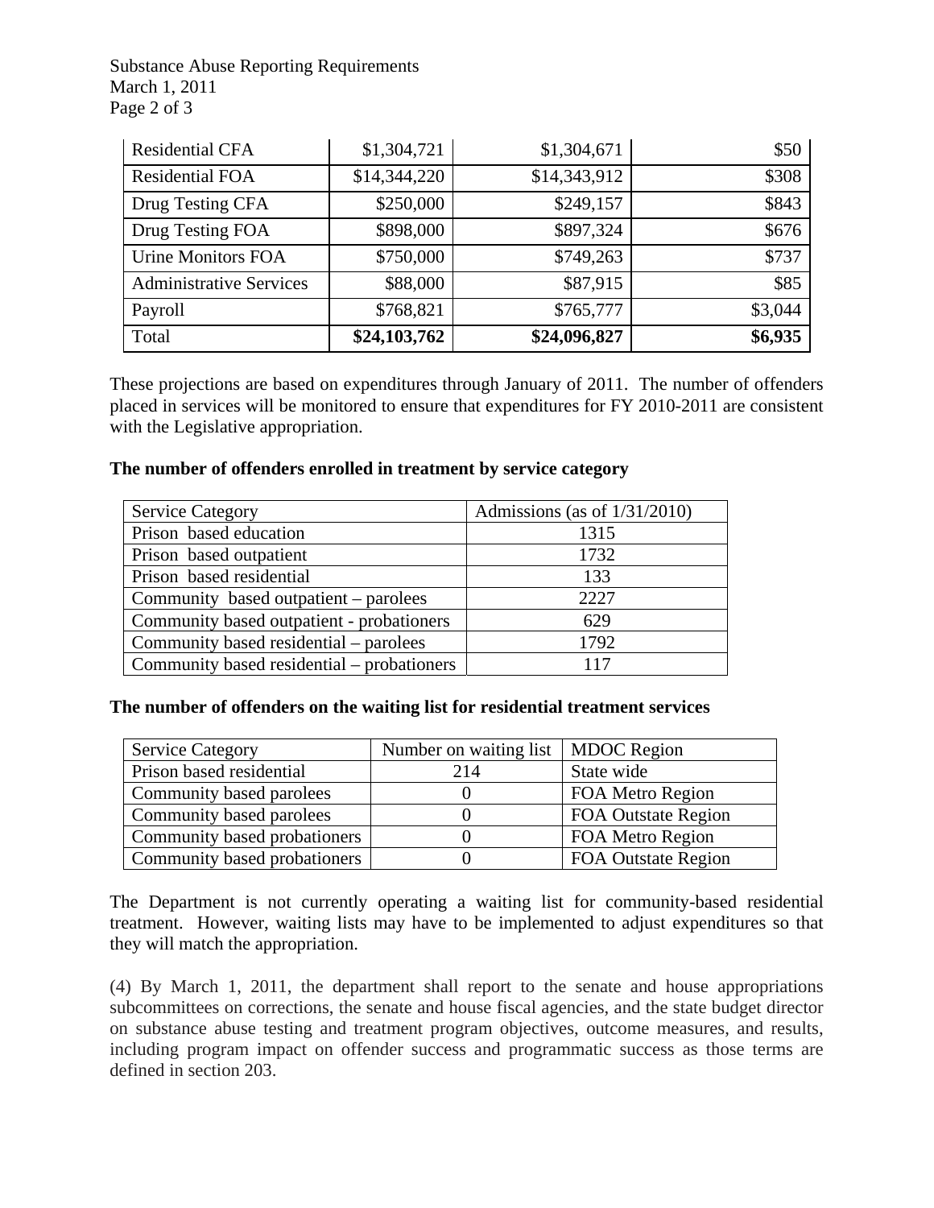| Residential CFA | $1,304,721 | $1,304,671 | $50 |
|---|---|---|---|
| Residential FOA | $14,344,220 | $14,343,912 | $308 |
| Drug Testing CFA | $250,000 | $249,157 | $843 |
| Drug Testing FOA | $898,000 | $897,324 | $676 |
| Urine Monitors FOA | $750,000 | $749,263 | $737 |
| Administrative Services | $88,000 | $87,915 | $85 |
| Payroll | $768,821 | $765,777 | $3,044 |
| Total | **$24,103,762** | **$24,096,827** | **$6,935** |

These projections are based on expenditures through January of 2011. The number of offenders placed in services will be monitored to ensure that expenditures for FY 2010-2011 are consistent with the Legislative appropriation.

**The number of offenders enrolled in treatment by service category**

| Service Category | Admissions (as of 1/31/2010) |
|---|---|
| Prison based education | 1315 |
| Prison based outpatient | 1732 |
| Prison based residential | 133 |
| Community based outpatient – parolees | 2227 |
| Community based outpatient - probationers | 629 |
| Community based residential – parolees | 1792 |
| Community based residential – probationers | 117 |

**The number of offenders on the waiting list for residential treatment services**

| Service Category | Number on waiting list | MDOC Region |
|---|---|---|
| Prison based residential | 214 | State wide |
| Community based parolees | 0 | FOA Metro Region |
| Community based parolees | 0 | FOA Outstate Region |
| Community based probationers | 0 | FOA Metro Region |
| Community based probationers | 0 | FOA Outstate Region |

The Department is not currently operating a waiting list for community-based residential treatment. However, waiting lists may have to be implemented to adjust expenditures so that they will match the appropriation.

(4) By March 1, 2011, the department shall report to the senate and house appropriations subcommittees on corrections, the senate and house fiscal agencies, and the state budget director on substance abuse testing and treatment program objectives, outcome measures, and results, including program impact on offender success and programmatic success as those terms are defined in section 203.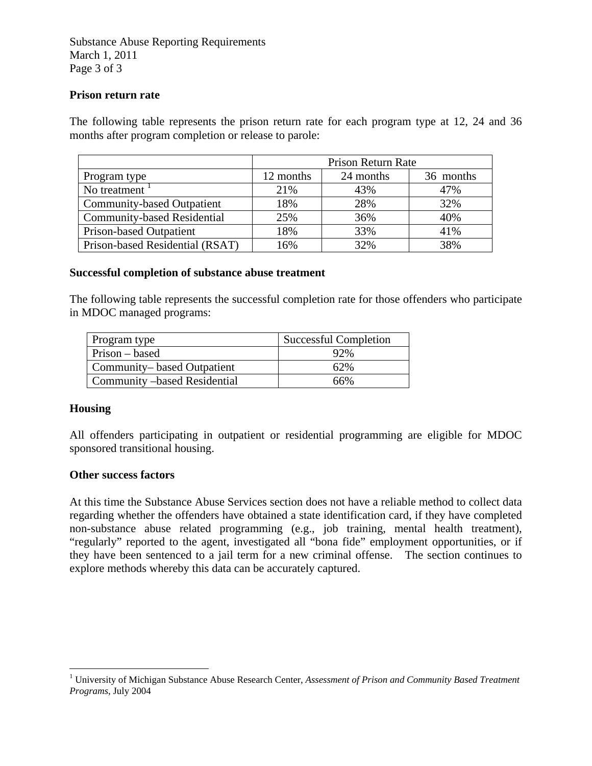**Prison return rate**

The following table represents the prison return rate for each program type at 12, 24 and 36 months after program completion or release to parole:

| | Prison Return Rate | | |
|---|---|---|---|
| Program type | 12 months | 24 months | 36 months |
| No treatment [1] | 21% | 43% | 47% |
| Community-based Outpatient | 18% | 28% | 32% |
| Community-based Residential | 25% | 36% | 40% |
| Prison-based Outpatient | 18% | 33% | 41% |
| Prison-based Residential (RSAT) | 16% | 32% | 38% |

**Successful completion of substance abuse treatment**

The following table represents the successful completion rate for those offenders who participate in MDOC managed programs:

| Program type | Successful Completion |
|---|---|
| Prison – based | 92% |
| Community– based Outpatient | 62% |
| Community –based Residential | 66% |

**Housing**

All offenders participating in outpatient or residential programming are eligible for MDOC sponsored transitional housing.

**Other success factors**

At this time the Substance Abuse Services section does not have a reliable method to collect data regarding whether the offenders have obtained a state identification card, if they have completed non-substance abuse related programming (e.g., job training, mental health treatment), "regularly" reported to the agent, investigated all "bona fide" employment opportunities, or if they have been sentenced to a jail term for a new criminal offense. The section continues to explore methods whereby this data can be accurately captured.

---

[1] University of Michigan Substance Abuse Research Center, *Assessment of Prison and Community Based Treatment Programs*, July 2004